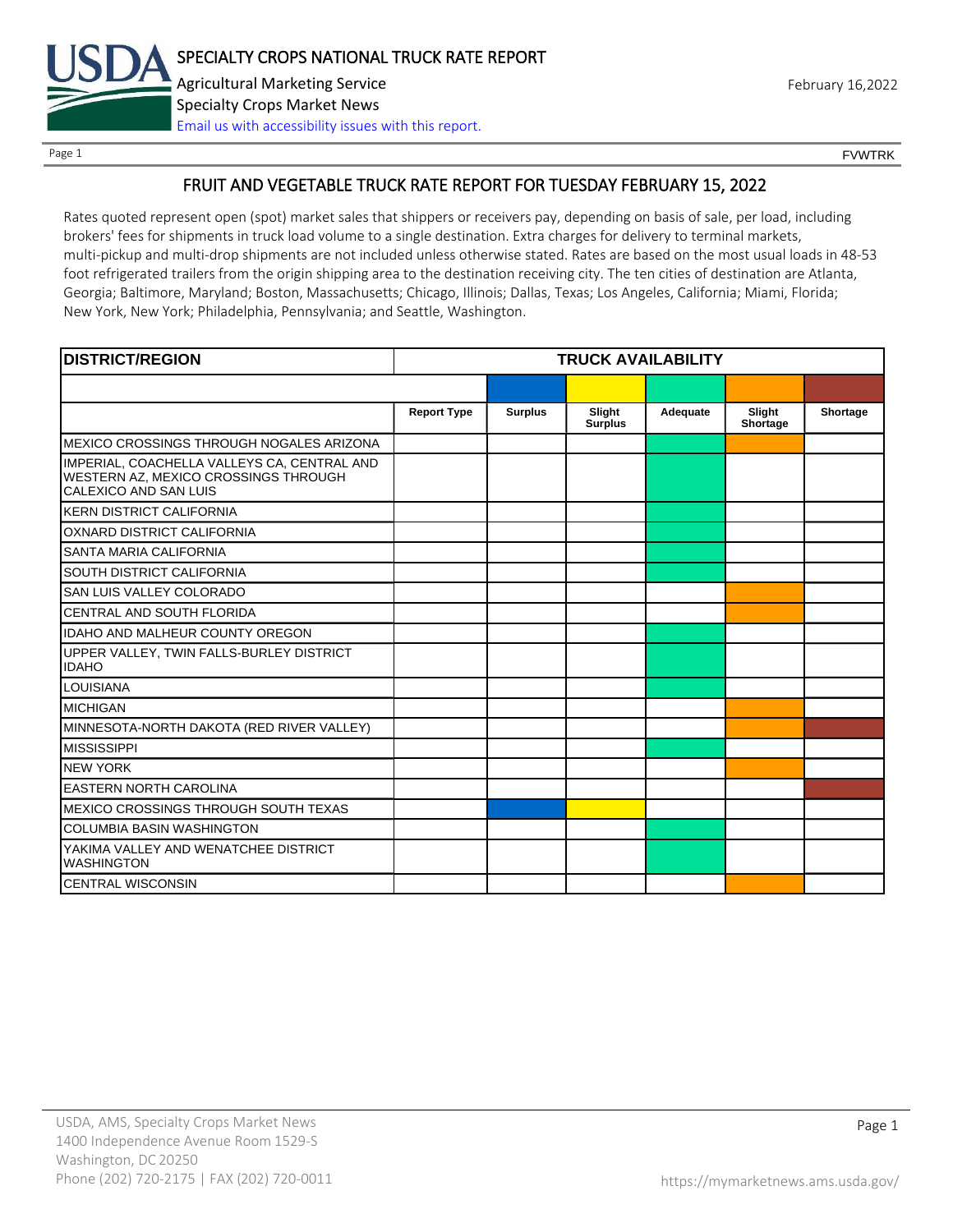# SPECIALTY CROPS NATIONAL TRUCK RATE REPORT

Agricultural Marketing Service
Specialty Crops Market News
Email us with accessibility issues with this report.

February 16,2022

FVWTRK

## FRUIT AND VEGETABLE TRUCK RATE REPORT FOR TUESDAY FEBRUARY 15, 2022

Rates quoted represent open (spot) market sales that shippers or receivers pay, depending on basis of sale, per load, including brokers' fees for shipments in truck load volume to a single destination. Extra charges for delivery to terminal markets, multi-pickup and multi-drop shipments are not included unless otherwise stated. Rates are based on the most usual loads in 48-53 foot refrigerated trailers from the origin shipping area to the destination receiving city. The ten cities of destination are Atlanta, Georgia; Baltimore, Maryland; Boston, Massachusetts; Chicago, Illinois; Dallas, Texas; Los Angeles, California; Miami, Florida; New York, New York; Philadelphia, Pennsylvania; and Seattle, Washington.

| DISTRICT/REGION | TRUCK AVAILABILITY | | | | | |
|---|---|---|---|---|---|---|
| | Report Type | Surplus | Slight Surplus | Adequate | Slight Shortage | Shortage |
| MEXICO CROSSINGS THROUGH NOGALES ARIZONA | | | | X | X | |
| IMPERIAL, COACHELLA VALLEYS CA, CENTRAL AND WESTERN AZ, MEXICO CROSSINGS THROUGH CALEXICO AND SAN LUIS | | | | X | | |
| KERN DISTRICT CALIFORNIA | | | | X | | |
| OXNARD DISTRICT CALIFORNIA | | | | X | | |
| SANTA MARIA CALIFORNIA | | | | X | | |
| SOUTH DISTRICT CALIFORNIA | | | | X | | |
| SAN LUIS VALLEY COLORADO | | | | | X | |
| CENTRAL AND SOUTH FLORIDA | | | | | X | |
| IDAHO AND MALHEUR COUNTY OREGON | | | | X | | |
| UPPER VALLEY, TWIN FALLS-BURLEY DISTRICT IDAHO | | | | X | | |
| LOUISIANA | | | | X | | |
| MICHIGAN | | | | | X | |
| MINNESOTA-NORTH DAKOTA (RED RIVER VALLEY) | | | | | X | X |
| MISSISSIPPI | | | | X | | |
| NEW YORK | | | | | X | |
| EASTERN NORTH CAROLINA | | | | | | X |
| MEXICO CROSSINGS THROUGH SOUTH TEXAS | | X | X | | | |
| COLUMBIA BASIN WASHINGTON | | | | X | | |
| YAKIMA VALLEY AND WENATCHEE DISTRICT WASHINGTON | | | | X | | |
| CENTRAL WISCONSIN | | | | | X | |

USDA, AMS, Specialty Crops Market News
1400 Independence Avenue Room 1529-S
Washington, DC 20250
Phone (202) 720-2175 | FAX (202) 720-0011

https://mymarketnews.ams.usda.gov/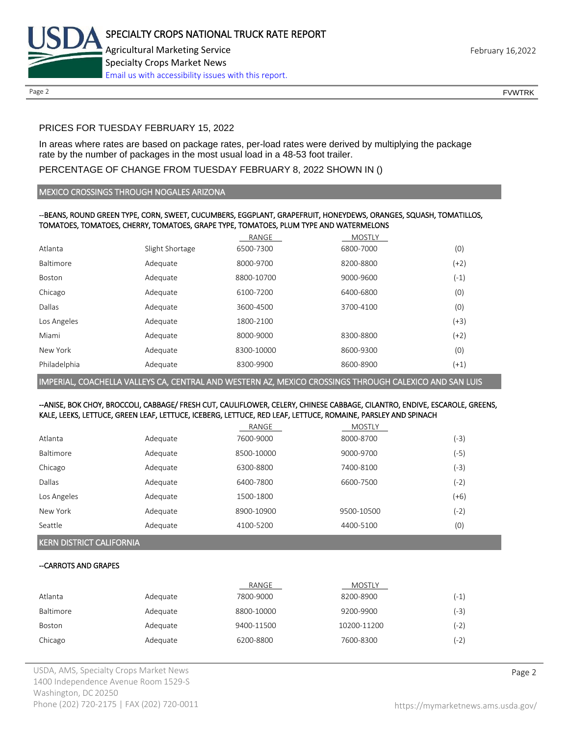PRICES FOR TUESDAY FEBRUARY 15, 2022

In areas where rates are based on package rates, per-load rates were derived by multiplying the package rate by the number of packages in the most usual load in a 48-53 foot trailer.

PERCENTAGE OF CHANGE FROM TUESDAY FEBRUARY 8, 2022 SHOWN IN ()

## MEXICO CROSSINGS THROUGH NOGALES ARIZONA

--BEANS, ROUND GREEN TYPE, CORN, SWEET, CUCUMBERS, EGGPLANT, GRAPEFRUIT, HONEYDEWS, ORANGES, SQUASH, TOMATILLOS, TOMATOES, TOMATOES, CHERRY, TOMATOES, GRAPE TYPE, TOMATOES, PLUM TYPE AND WATERMELONS

| | | RANGE | MOSTLY | |
|---|---|---|---|---|
| Atlanta | Slight Shortage | 6500-7300 | 6800-7000 | (0) |
| Baltimore | Adequate | 8000-9700 | 8200-8800 | (+2) |
| Boston | Adequate | 8800-10700 | 9000-9600 | (-1) |
| Chicago | Adequate | 6100-7200 | 6400-6800 | (0) |
| Dallas | Adequate | 3600-4500 | 3700-4100 | (0) |
| Los Angeles | Adequate | 1800-2100 | | (+3) |
| Miami | Adequate | 8000-9000 | 8300-8800 | (+2) |
| New York | Adequate | 8300-10000 | 8600-9300 | (0) |
| Philadelphia | Adequate | 8300-9900 | 8600-8900 | (+1) |

## IMPERIAL, COACHELLA VALLEYS CA, CENTRAL AND WESTERN AZ, MEXICO CROSSINGS THROUGH CALEXICO AND SAN LUIS

--ANISE, BOK CHOY, BROCCOLI, CABBAGE/ FRESH CUT, CAULIFLOWER, CELERY, CHINESE CABBAGE, CILANTRO, ENDIVE, ESCAROLE, GREENS, KALE, LEEKS, LETTUCE, GREEN LEAF, LETTUCE, ICEBERG, LETTUCE, RED LEAF, LETTUCE, ROMAINE, PARSLEY AND SPINACH

| | | RANGE | MOSTLY | |
|---|---|---|---|---|
| Atlanta | Adequate | 7600-9000 | 8000-8700 | (-3) |
| Baltimore | Adequate | 8500-10000 | 9000-9700 | (-5) |
| Chicago | Adequate | 6300-8800 | 7400-8100 | (-3) |
| Dallas | Adequate | 6400-7800 | 6600-7500 | (-2) |
| Los Angeles | Adequate | 1500-1800 | | (+6) |
| New York | Adequate | 8900-10900 | 9500-10500 | (-2) |
| Seattle | Adequate | 4100-5200 | 4400-5100 | (0) |

## KERN DISTRICT CALIFORNIA

--CARROTS AND GRAPES

| | | RANGE | MOSTLY | |
|---|---|---|---|---|
| Atlanta | Adequate | 7800-9000 | 8200-8900 | (-1) |
| Baltimore | Adequate | 8800-10000 | 9200-9900 | (-3) |
| Boston | Adequate | 9400-11500 | 10200-11200 | (-2) |
| Chicago | Adequate | 6200-8800 | 7600-8300 | (-2) |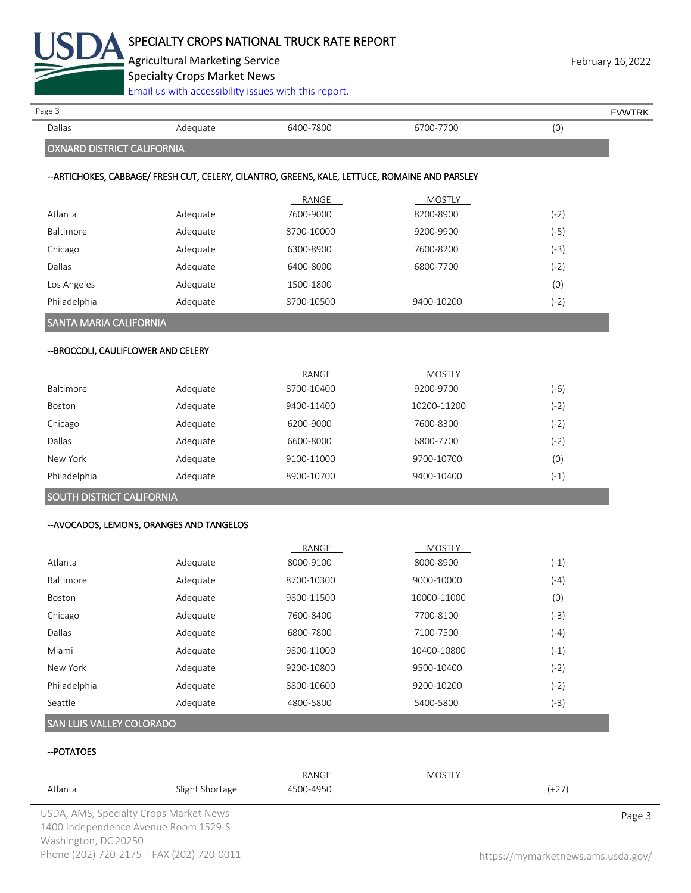| | | | | |
|---|---|---|---|---|
| Dallas | Adequate | 6400-7800 | 6700-7700 | (0) |

## OXNARD DISTRICT CALIFORNIA

--ARTICHOKES, CABBAGE/ FRESH CUT, CELERY, CILANTRO, GREENS, KALE, LETTUCE, ROMAINE AND PARSLEY

| | | RANGE | MOSTLY | |
|---|---|---|---|---|
| Atlanta | Adequate | 7600-9000 | 8200-8900 | (-2) |
| Baltimore | Adequate | 8700-10000 | 9200-9900 | (-5) |
| Chicago | Adequate | 6300-8900 | 7600-8200 | (-3) |
| Dallas | Adequate | 6400-8000 | 6800-7700 | (-2) |
| Los Angeles | Adequate | 1500-1800 | | (0) |
| Philadelphia | Adequate | 8700-10500 | 9400-10200 | (-2) |

## SANTA MARIA CALIFORNIA

--BROCCOLI, CAULIFLOWER AND CELERY

| | | RANGE | MOSTLY | |
|---|---|---|---|---|
| Baltimore | Adequate | 8700-10400 | 9200-9700 | (-6) |
| Boston | Adequate | 9400-11400 | 10200-11200 | (-2) |
| Chicago | Adequate | 6200-9000 | 7600-8300 | (-2) |
| Dallas | Adequate | 6600-8000 | 6800-7700 | (-2) |
| New York | Adequate | 9100-11000 | 9700-10700 | (0) |
| Philadelphia | Adequate | 8900-10700 | 9400-10400 | (-1) |

## SOUTH DISTRICT CALIFORNIA

--AVOCADOS, LEMONS, ORANGES AND TANGELOS

| | | RANGE | MOSTLY | |
|---|---|---|---|---|
| Atlanta | Adequate | 8000-9100 | 8000-8900 | (-1) |
| Baltimore | Adequate | 8700-10300 | 9000-10000 | (-4) |
| Boston | Adequate | 9800-11500 | 10000-11000 | (0) |
| Chicago | Adequate | 7600-8400 | 7700-8100 | (-3) |
| Dallas | Adequate | 6800-7800 | 7100-7500 | (-4) |
| Miami | Adequate | 9800-11000 | 10400-10800 | (-1) |
| New York | Adequate | 9200-10800 | 9500-10400 | (-2) |
| Philadelphia | Adequate | 8800-10600 | 9200-10200 | (-2) |
| Seattle | Adequate | 4800-5800 | 5400-5800 | (-3) |

## SAN LUIS VALLEY COLORADO

--POTATOES

| | | RANGE | MOSTLY | |
|---|---|---|---|---|
| Atlanta | Slight Shortage | 4500-4950 | | (+27) |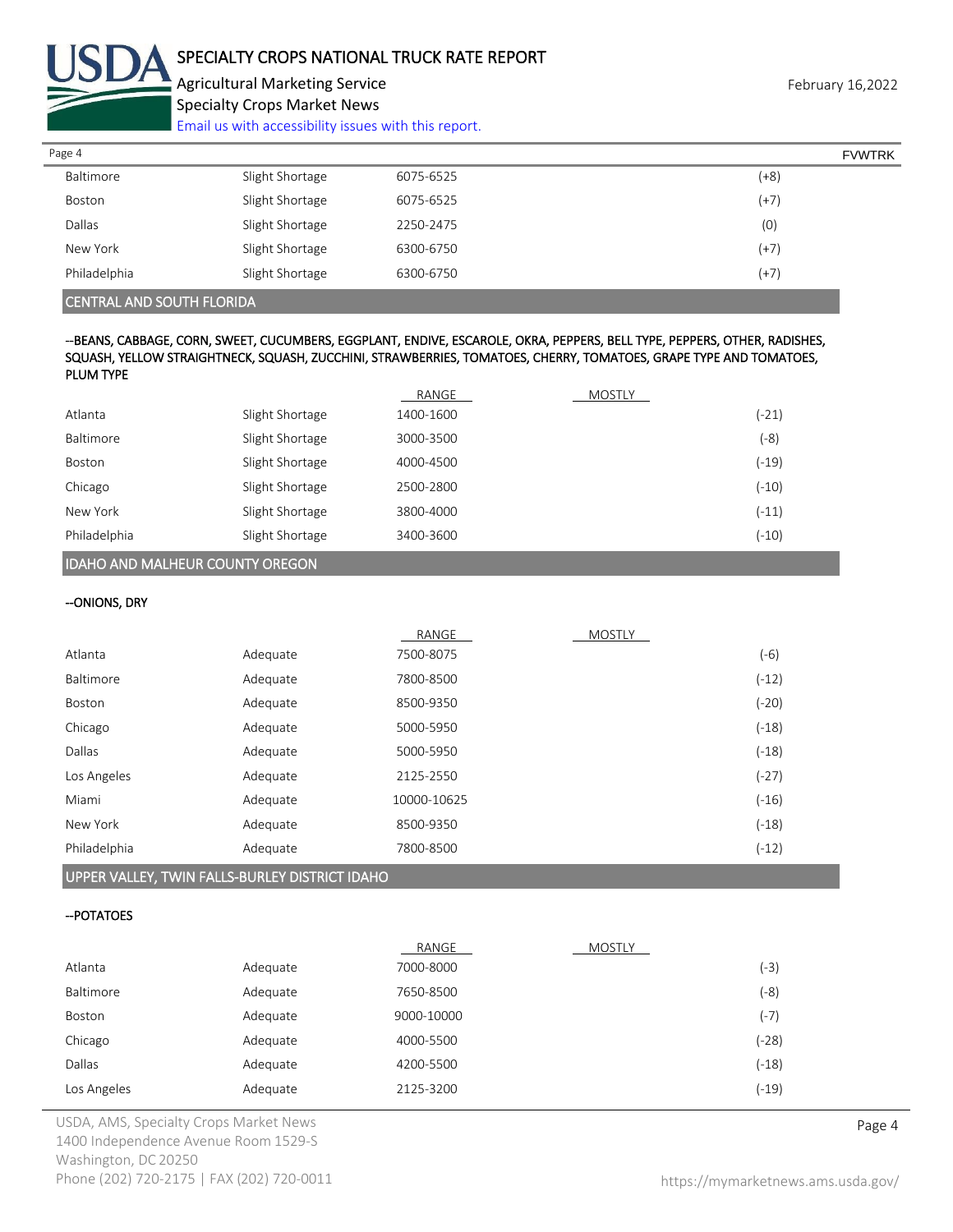| | | | | |
|---|---|---|---|---|
| Baltimore | Slight Shortage | 6075-6525 | | (+8) |
| Boston | Slight Shortage | 6075-6525 | | (+7) |
| Dallas | Slight Shortage | 2250-2475 | | (0) |
| New York | Slight Shortage | 6300-6750 | | (+7) |
| Philadelphia | Slight Shortage | 6300-6750 | | (+7) |

## CENTRAL AND SOUTH FLORIDA

**--BEANS, CABBAGE, CORN, SWEET, CUCUMBERS, EGGPLANT, ENDIVE, ESCAROLE, OKRA, PEPPERS, BELL TYPE, PEPPERS, OTHER, RADISHES, SQUASH, YELLOW STRAIGHTNECK, SQUASH, ZUCCHINI, STRAWBERRIES, TOMATOES, CHERRY, TOMATOES, GRAPE TYPE AND TOMATOES, PLUM TYPE**

| | | RANGE | MOSTLY | |
|---|---|---|---|---|
| Atlanta | Slight Shortage | 1400-1600 | | (-21) |
| Baltimore | Slight Shortage | 3000-3500 | | (-8) |
| Boston | Slight Shortage | 4000-4500 | | (-19) |
| Chicago | Slight Shortage | 2500-2800 | | (-10) |
| New York | Slight Shortage | 3800-4000 | | (-11) |
| Philadelphia | Slight Shortage | 3400-3600 | | (-10) |

## IDAHO AND MALHEUR COUNTY OREGON

**--ONIONS, DRY**

| | | RANGE | MOSTLY | |
|---|---|---|---|---|
| Atlanta | Adequate | 7500-8075 | | (-6) |
| Baltimore | Adequate | 7800-8500 | | (-12) |
| Boston | Adequate | 8500-9350 | | (-20) |
| Chicago | Adequate | 5000-5950 | | (-18) |
| Dallas | Adequate | 5000-5950 | | (-18) |
| Los Angeles | Adequate | 2125-2550 | | (-27) |
| Miami | Adequate | 10000-10625 | | (-16) |
| New York | Adequate | 8500-9350 | | (-18) |
| Philadelphia | Adequate | 7800-8500 | | (-12) |

## UPPER VALLEY, TWIN FALLS-BURLEY DISTRICT IDAHO

**--POTATOES**

| | | RANGE | MOSTLY | |
|---|---|---|---|---|
| Atlanta | Adequate | 7000-8000 | | (-3) |
| Baltimore | Adequate | 7650-8500 | | (-8) |
| Boston | Adequate | 9000-10000 | | (-7) |
| Chicago | Adequate | 4000-5500 | | (-28) |
| Dallas | Adequate | 4200-5500 | | (-18) |
| Los Angeles | Adequate | 2125-3200 | | (-19) |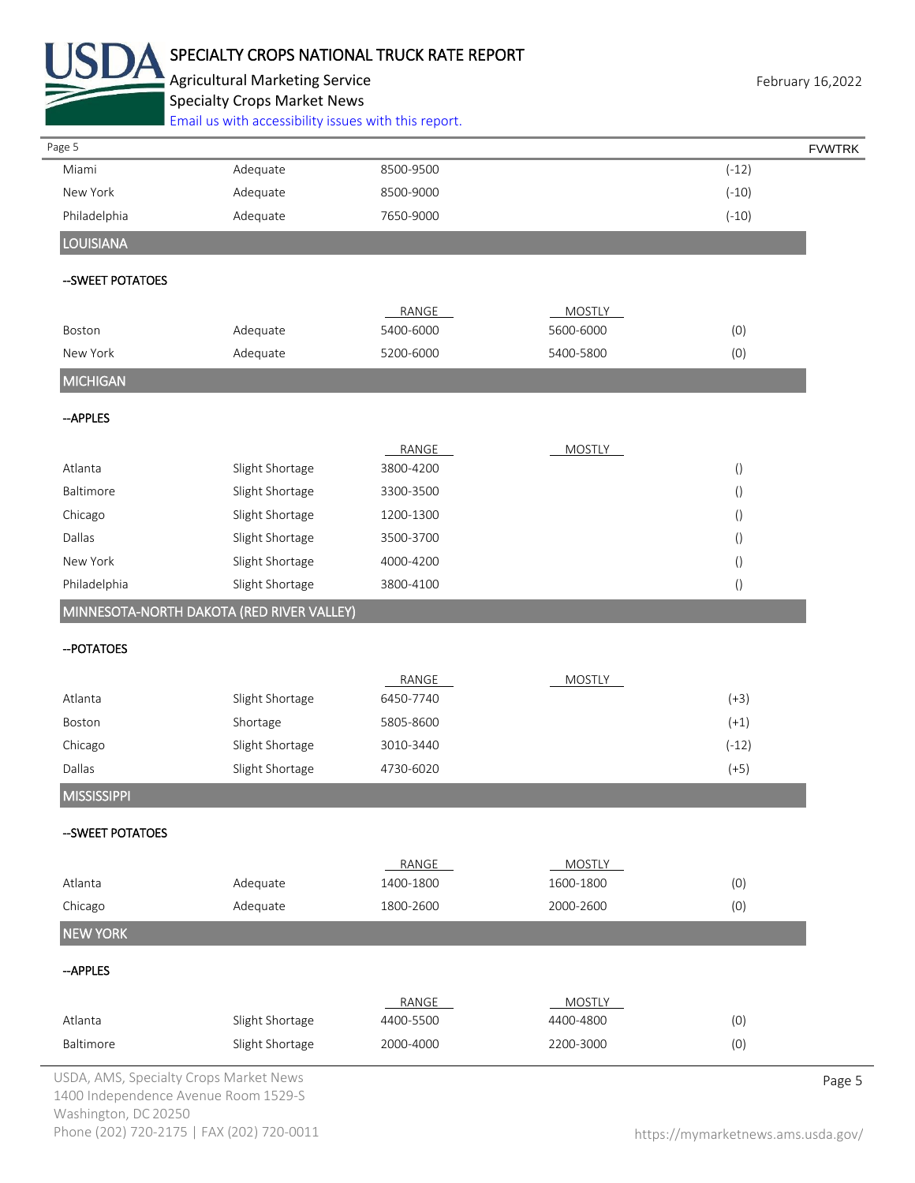| | | | | |
|---|---|---|---|---|
| Miami | Adequate | 8500-9500 | | (-12) |
| New York | Adequate | 8500-9000 | | (-10) |
| Philadelphia | Adequate | 7650-9000 | | (-10) |

## LOUISIANA

--SWEET POTATOES

| | | RANGE | MOSTLY | |
|---|---|---|---|---|
| Boston | Adequate | 5400-6000 | 5600-6000 | (0) |
| New York | Adequate | 5200-6000 | 5400-5800 | (0) |

## MICHIGAN

--APPLES

| | | RANGE | MOSTLY | |
|---|---|---|---|---|
| Atlanta | Slight Shortage | 3800-4200 | | () |
| Baltimore | Slight Shortage | 3300-3500 | | () |
| Chicago | Slight Shortage | 1200-1300 | | () |
| Dallas | Slight Shortage | 3500-3700 | | () |
| New York | Slight Shortage | 4000-4200 | | () |
| Philadelphia | Slight Shortage | 3800-4100 | | () |

## MINNESOTA-NORTH DAKOTA (RED RIVER VALLEY)

--POTATOES

| | | RANGE | MOSTLY | |
|---|---|---|---|---|
| Atlanta | Slight Shortage | 6450-7740 | | (+3) |
| Boston | Shortage | 5805-8600 | | (+1) |
| Chicago | Slight Shortage | 3010-3440 | | (-12) |
| Dallas | Slight Shortage | 4730-6020 | | (+5) |

## MISSISSIPPI

--SWEET POTATOES

| | | RANGE | MOSTLY | |
|---|---|---|---|---|
| Atlanta | Adequate | 1400-1800 | 1600-1800 | (0) |
| Chicago | Adequate | 1800-2600 | 2000-2600 | (0) |

## NEW YORK

--APPLES

| | | RANGE | MOSTLY | |
|---|---|---|---|---|
| Atlanta | Slight Shortage | 4400-5500 | 4400-4800 | (0) |
| Baltimore | Slight Shortage | 2000-4000 | 2200-3000 | (0) |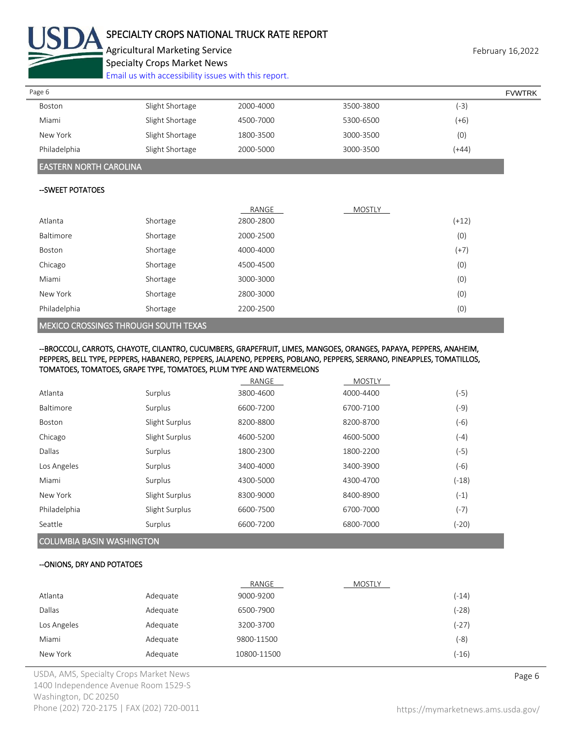| | | | | |
|---|---|---|---|---|
| Boston | Slight Shortage | 2000-4000 | 3500-3800 | (-3) |
| Miami | Slight Shortage | 4500-7000 | 5300-6500 | (+6) |
| New York | Slight Shortage | 1800-3500 | 3000-3500 | (0) |
| Philadelphia | Slight Shortage | 2000-5000 | 3000-3500 | (+44) |

## EASTERN NORTH CAROLINA

### --SWEET POTATOES

| | | RANGE | MOSTLY | |
|---|---|---|---|---|
| Atlanta | Shortage | 2800-2800 | | (+12) |
| Baltimore | Shortage | 2000-2500 | | (0) |
| Boston | Shortage | 4000-4000 | | (+7) |
| Chicago | Shortage | 4500-4500 | | (0) |
| Miami | Shortage | 3000-3000 | | (0) |
| New York | Shortage | 2800-3000 | | (0) |
| Philadelphia | Shortage | 2200-2500 | | (0) |

## MEXICO CROSSINGS THROUGH SOUTH TEXAS

### --BROCCOLI, CARROTS, CHAYOTE, CILANTRO, CUCUMBERS, GRAPEFRUIT, LIMES, MANGOES, ORANGES, PAPAYA, PEPPERS, ANAHEIM, PEPPERS, BELL TYPE, PEPPERS, HABANERO, PEPPERS, JALAPENO, PEPPERS, POBLANO, PEPPERS, SERRANO, PINEAPPLES, TOMATILLOS, TOMATOES, TOMATOES, GRAPE TYPE, TOMATOES, PLUM TYPE AND WATERMELONS

| | | RANGE | MOSTLY | |
|---|---|---|---|---|
| Atlanta | Surplus | 3800-4600 | 4000-4400 | (-5) |
| Baltimore | Surplus | 6600-7200 | 6700-7100 | (-9) |
| Boston | Slight Surplus | 8200-8800 | 8200-8700 | (-6) |
| Chicago | Slight Surplus | 4600-5200 | 4600-5000 | (-4) |
| Dallas | Surplus | 1800-2300 | 1800-2200 | (-5) |
| Los Angeles | Surplus | 3400-4000 | 3400-3900 | (-6) |
| Miami | Surplus | 4300-5000 | 4300-4700 | (-18) |
| New York | Slight Surplus | 8300-9000 | 8400-8900 | (-1) |
| Philadelphia | Slight Surplus | 6600-7500 | 6700-7000 | (-7) |
| Seattle | Surplus | 6600-7200 | 6800-7000 | (-20) |

## COLUMBIA BASIN WASHINGTON

### --ONIONS, DRY AND POTATOES

| | | RANGE | MOSTLY | |
|---|---|---|---|---|
| Atlanta | Adequate | 9000-9200 | | (-14) |
| Dallas | Adequate | 6500-7900 | | (-28) |
| Los Angeles | Adequate | 3200-3700 | | (-27) |
| Miami | Adequate | 9800-11500 | | (-8) |
| New York | Adequate | 10800-11500 | | (-16) |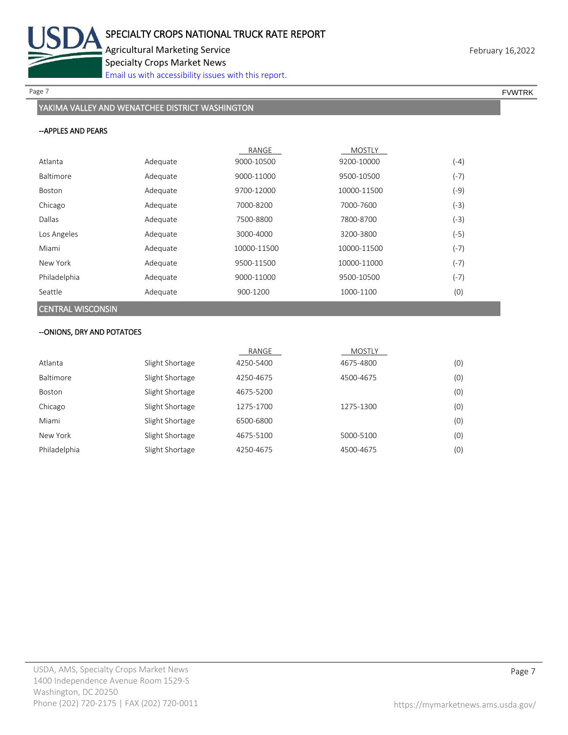## YAKIMA VALLEY AND WENATCHEE DISTRICT WASHINGTON

### --APPLES AND PEARS

| | | RANGE | MOSTLY | |
|---|---|---|---|---|
| Atlanta | Adequate | 9000-10500 | 9200-10000 | (-4) |
| Baltimore | Adequate | 9000-11000 | 9500-10500 | (-7) |
| Boston | Adequate | 9700-12000 | 10000-11500 | (-9) |
| Chicago | Adequate | 7000-8200 | 7000-7600 | (-3) |
| Dallas | Adequate | 7500-8800 | 7800-8700 | (-3) |
| Los Angeles | Adequate | 3000-4000 | 3200-3800 | (-5) |
| Miami | Adequate | 10000-11500 | 10000-11500 | (-7) |
| New York | Adequate | 9500-11500 | 10000-11000 | (-7) |
| Philadelphia | Adequate | 9000-11000 | 9500-10500 | (-7) |
| Seattle | Adequate | 900-1200 | 1000-1100 | (0) |

## CENTRAL WISCONSIN

### --ONIONS, DRY AND POTATOES

| | | RANGE | MOSTLY | |
|---|---|---|---|---|
| Atlanta | Slight Shortage | 4250-5400 | 4675-4800 | (0) |
| Baltimore | Slight Shortage | 4250-4675 | 4500-4675 | (0) |
| Boston | Slight Shortage | 4675-5200 | | (0) |
| Chicago | Slight Shortage | 1275-1700 | 1275-1300 | (0) |
| Miami | Slight Shortage | 6500-6800 | | (0) |
| New York | Slight Shortage | 4675-5100 | 5000-5100 | (0) |
| Philadelphia | Slight Shortage | 4250-4675 | 4500-4675 | (0) |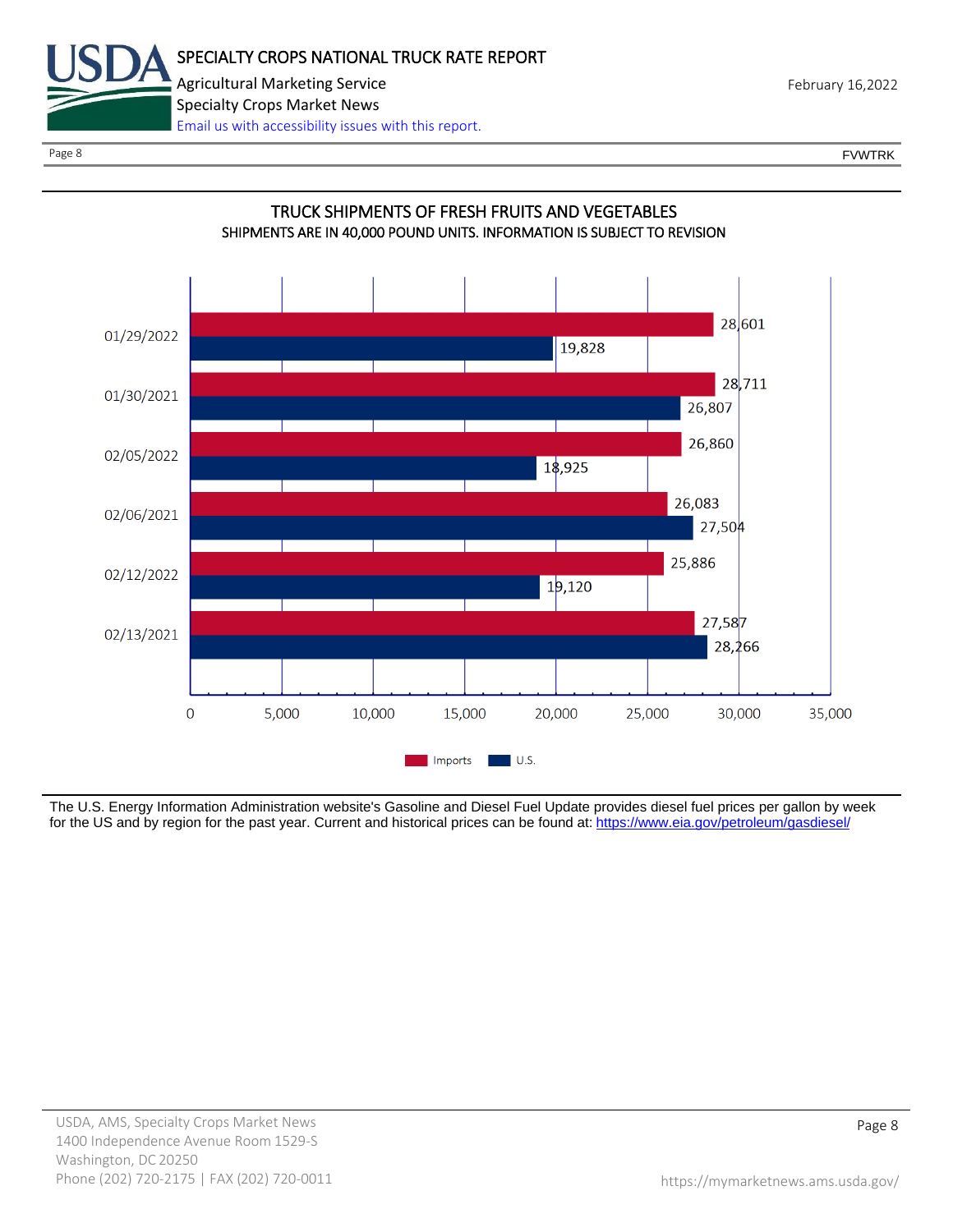## TRUCK SHIPMENTS OF FRESH FRUITS AND VEGETABLES

SHIPMENTS ARE IN 40,000 POUND UNITS. INFORMATION IS SUBJECT TO REVISION

01/29/2022
28,601
19,828

01/30/2021
28,711
26,807

02/05/2022
26,860
18,925

02/06/2021
26,083
27,504

02/12/2022
25,886
19,120

02/13/2021
27,587
28,266

0
5,000
10,000
15,000
20,000
25,000
30,000
35,000

Imports
U.S.

The U.S. Energy Information Administration website's Gasoline and Diesel Fuel Update provides diesel fuel prices per gallon by week for the US and by region for the past year. Current and historical prices can be found at: https://www.eia.gov/petroleum/gasdiesel/